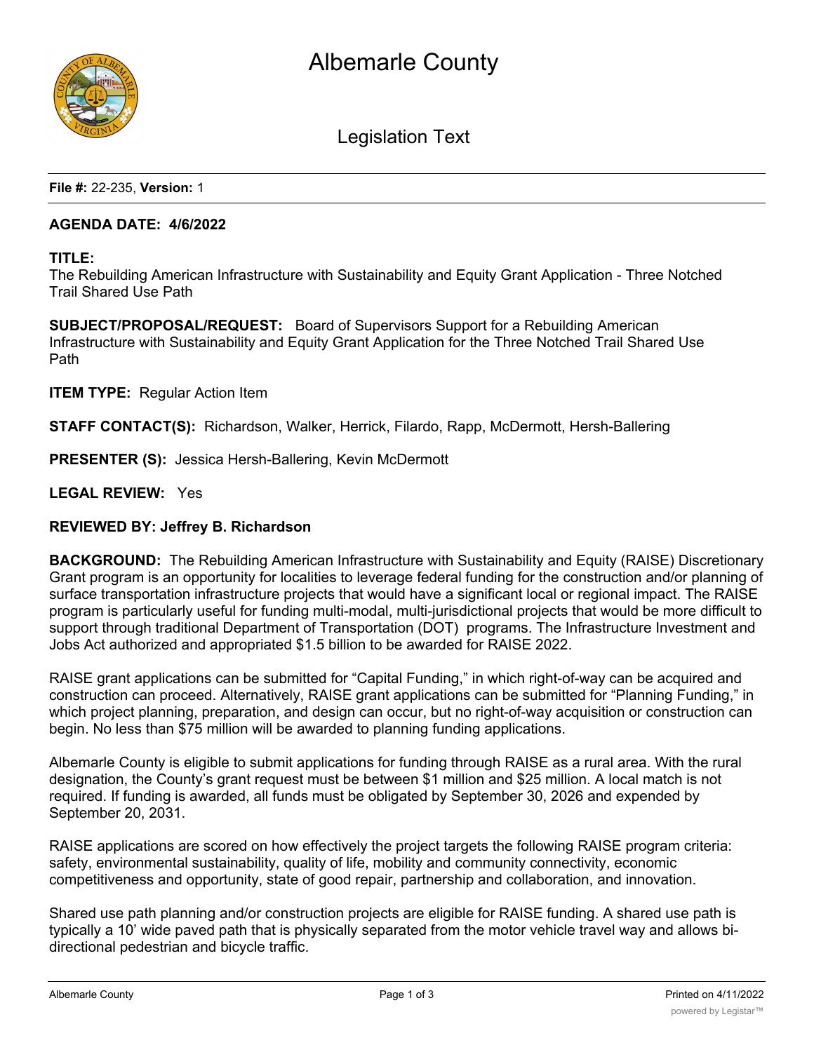# Albemarle County

## Legislation Text

**File #:** 22-235, **Version:** 1

**AGENDA DATE: 4/6/2022**

**TITLE:**
The Rebuilding American Infrastructure with Sustainability and Equity Grant Application - Three Notched Trail Shared Use Path

**SUBJECT/PROPOSAL/REQUEST:** Board of Supervisors Support for a Rebuilding American Infrastructure with Sustainability and Equity Grant Application for the Three Notched Trail Shared Use Path

**ITEM TYPE:** Regular Action Item

**STAFF CONTACT(S):** Richardson, Walker, Herrick, Filardo, Rapp, McDermott, Hersh-Ballering

**PRESENTER (S):** Jessica Hersh-Ballering, Kevin McDermott

**LEGAL REVIEW:** Yes

**REVIEWED BY: Jeffrey B. Richardson**

**BACKGROUND:** The Rebuilding American Infrastructure with Sustainability and Equity (RAISE) Discretionary Grant program is an opportunity for localities to leverage federal funding for the construction and/or planning of surface transportation infrastructure projects that would have a significant local or regional impact. The RAISE program is particularly useful for funding multi-modal, multi-jurisdictional projects that would be more difficult to support through traditional Department of Transportation (DOT) programs. The Infrastructure Investment and Jobs Act authorized and appropriated $1.5 billion to be awarded for RAISE 2022.

RAISE grant applications can be submitted for "Capital Funding," in which right-of-way can be acquired and construction can proceed. Alternatively, RAISE grant applications can be submitted for "Planning Funding," in which project planning, preparation, and design can occur, but no right-of-way acquisition or construction can begin. No less than $75 million will be awarded to planning funding applications.

Albemarle County is eligible to submit applications for funding through RAISE as a rural area. With the rural designation, the County's grant request must be between $1 million and $25 million. A local match is not required. If funding is awarded, all funds must be obligated by September 30, 2026 and expended by September 20, 2031.

RAISE applications are scored on how effectively the project targets the following RAISE program criteria: safety, environmental sustainability, quality of life, mobility and community connectivity, economic competitiveness and opportunity, state of good repair, partnership and collaboration, and innovation.

Shared use path planning and/or construction projects are eligible for RAISE funding. A shared use path is typically a 10' wide paved path that is physically separated from the motor vehicle travel way and allows bi-directional pedestrian and bicycle traffic.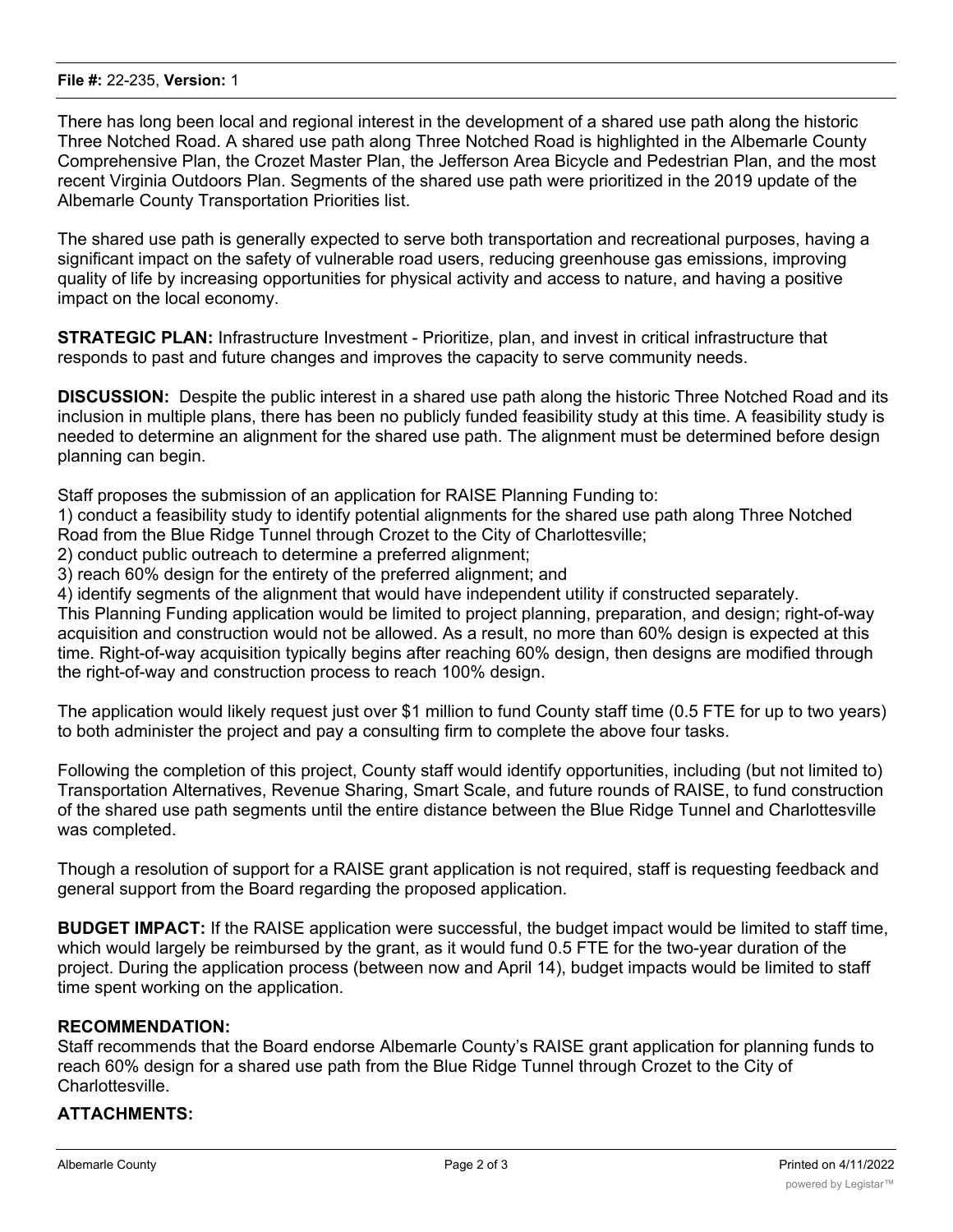There has long been local and regional interest in the development of a shared use path along the historic Three Notched Road. A shared use path along Three Notched Road is highlighted in the Albemarle County Comprehensive Plan, the Crozet Master Plan, the Jefferson Area Bicycle and Pedestrian Plan, and the most recent Virginia Outdoors Plan. Segments of the shared use path were prioritized in the 2019 update of the Albemarle County Transportation Priorities list.

The shared use path is generally expected to serve both transportation and recreational purposes, having a significant impact on the safety of vulnerable road users, reducing greenhouse gas emissions, improving quality of life by increasing opportunities for physical activity and access to nature, and having a positive impact on the local economy.

**STRATEGIC PLAN:** Infrastructure Investment - Prioritize, plan, and invest in critical infrastructure that responds to past and future changes and improves the capacity to serve community needs.

**DISCUSSION:** Despite the public interest in a shared use path along the historic Three Notched Road and its inclusion in multiple plans, there has been no publicly funded feasibility study at this time. A feasibility study is needed to determine an alignment for the shared use path. The alignment must be determined before design planning can begin.

Staff proposes the submission of an application for RAISE Planning Funding to:

1) conduct a feasibility study to identify potential alignments for the shared use path along Three Notched Road from the Blue Ridge Tunnel through Crozet to the City of Charlottesville;
2) conduct public outreach to determine a preferred alignment;
3) reach 60% design for the entirety of the preferred alignment; and
4) identify segments of the alignment that would have independent utility if constructed separately.

This Planning Funding application would be limited to project planning, preparation, and design; right-of-way acquisition and construction would not be allowed. As a result, no more than 60% design is expected at this time. Right-of-way acquisition typically begins after reaching 60% design, then designs are modified through the right-of-way and construction process to reach 100% design.

The application would likely request just over $1 million to fund County staff time (0.5 FTE for up to two years) to both administer the project and pay a consulting firm to complete the above four tasks.

Following the completion of this project, County staff would identify opportunities, including (but not limited to) Transportation Alternatives, Revenue Sharing, Smart Scale, and future rounds of RAISE, to fund construction of the shared use path segments until the entire distance between the Blue Ridge Tunnel and Charlottesville was completed.

Though a resolution of support for a RAISE grant application is not required, staff is requesting feedback and general support from the Board regarding the proposed application.

**BUDGET IMPACT:** If the RAISE application were successful, the budget impact would be limited to staff time, which would largely be reimbursed by the grant, as it would fund 0.5 FTE for the two-year duration of the project. During the application process (between now and April 14), budget impacts would be limited to staff time spent working on the application.

**RECOMMENDATION:**

Staff recommends that the Board endorse Albemarle County's RAISE grant application for planning funds to reach 60% design for a shared use path from the Blue Ridge Tunnel through Crozet to the City of Charlottesville.

**ATTACHMENTS:**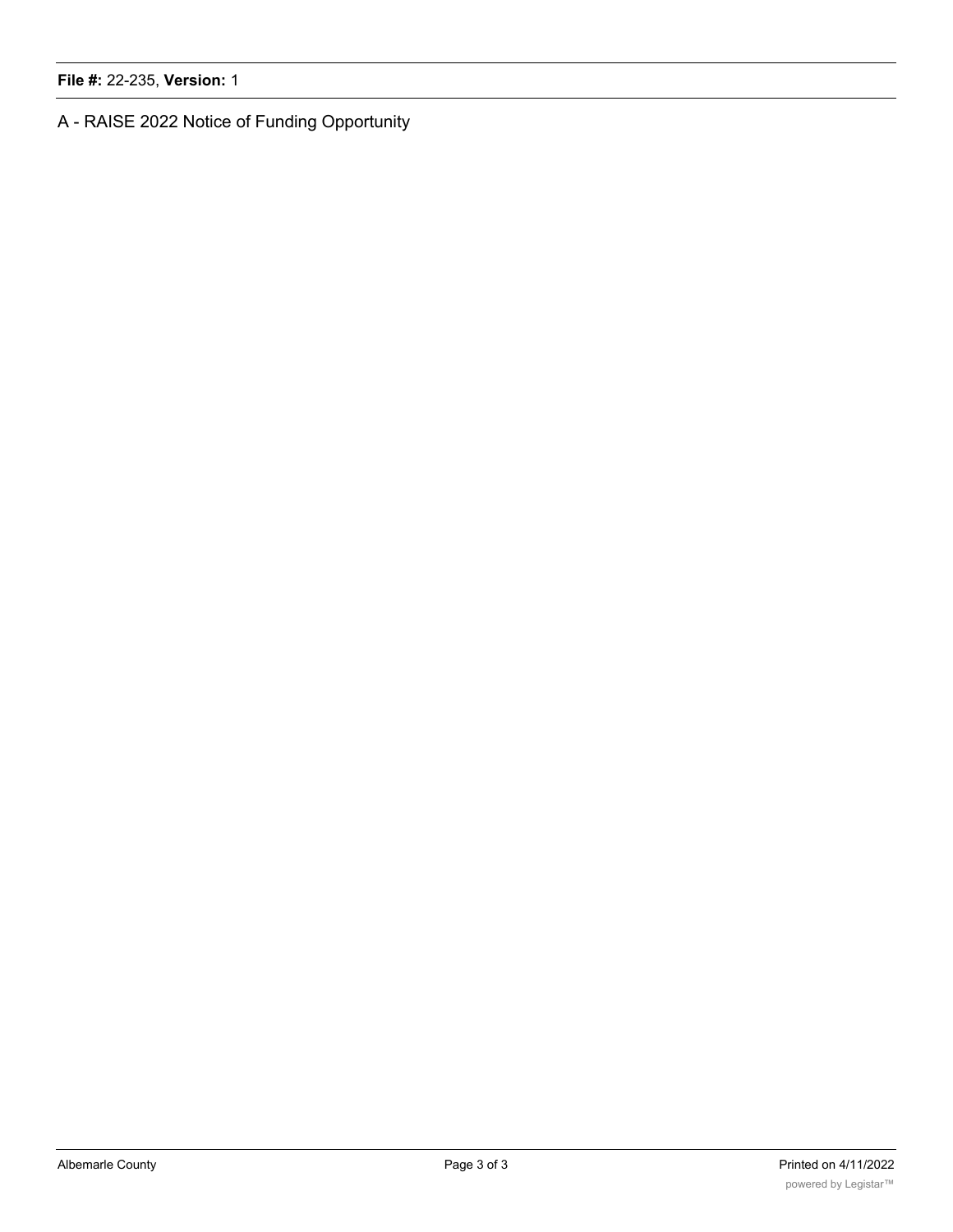**File #:** 22-235, **Version:** 1

A - RAISE 2022 Notice of Funding Opportunity